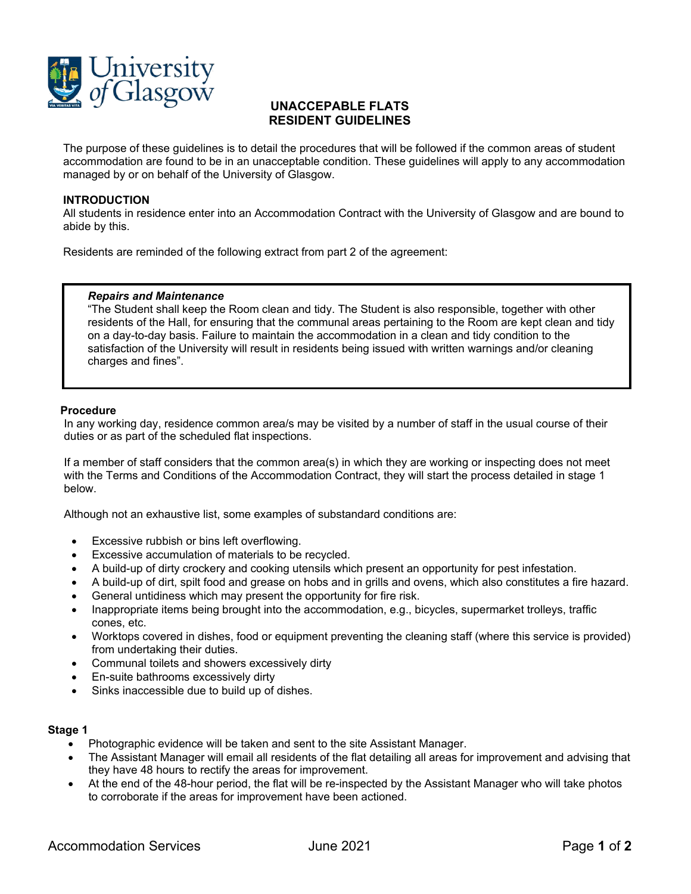# UNACCEPABLE FLATS
# RESIDENT GUIDELINES

The purpose of these guidelines is to detail the procedures that will be followed if the common areas of student accommodation are found to be in an unacceptable condition. These guidelines will apply to any accommodation managed by or on behalf of the University of Glasgow.

**INTRODUCTION**

All students in residence enter into an Accommodation Contract with the University of Glasgow and are bound to abide by this.

Residents are reminded of the following extract from part 2 of the agreement:

> ***Repairs and Maintenance***
>
> "The Student shall keep the Room clean and tidy. The Student is also responsible, together with other residents of the Hall, for ensuring that the communal areas pertaining to the Room are kept clean and tidy on a day-to-day basis. Failure to maintain the accommodation in a clean and tidy condition to the satisfaction of the University will result in residents being issued with written warnings and/or cleaning charges and fines".

**Procedure**

In any working day, residence common area/s may be visited by a number of staff in the usual course of their duties or as part of the scheduled flat inspections.

If a member of staff considers that the common area(s) in which they are working or inspecting does not meet with the Terms and Conditions of the Accommodation Contract, they will start the process detailed in stage 1 below.

Although not an exhaustive list, some examples of substandard conditions are:

- Excessive rubbish or bins left overflowing.
- Excessive accumulation of materials to be recycled.
- A build-up of dirty crockery and cooking utensils which present an opportunity for pest infestation.
- A build-up of dirt, spilt food and grease on hobs and in grills and ovens, which also constitutes a fire hazard.
- General untidiness which may present the opportunity for fire risk.
- Inappropriate items being brought into the accommodation, e.g., bicycles, supermarket trolleys, traffic cones, etc.
- Worktops covered in dishes, food or equipment preventing the cleaning staff (where this service is provided) from undertaking their duties.
- Communal toilets and showers excessively dirty
- En-suite bathrooms excessively dirty
- Sinks inaccessible due to build up of dishes.

**Stage 1**

- Photographic evidence will be taken and sent to the site Assistant Manager.
- The Assistant Manager will email all residents of the flat detailing all areas for improvement and advising that they have 48 hours to rectify the areas for improvement.
- At the end of the 48-hour period, the flat will be re-inspected by the Assistant Manager who will take photos to corroborate if the areas for improvement have been actioned.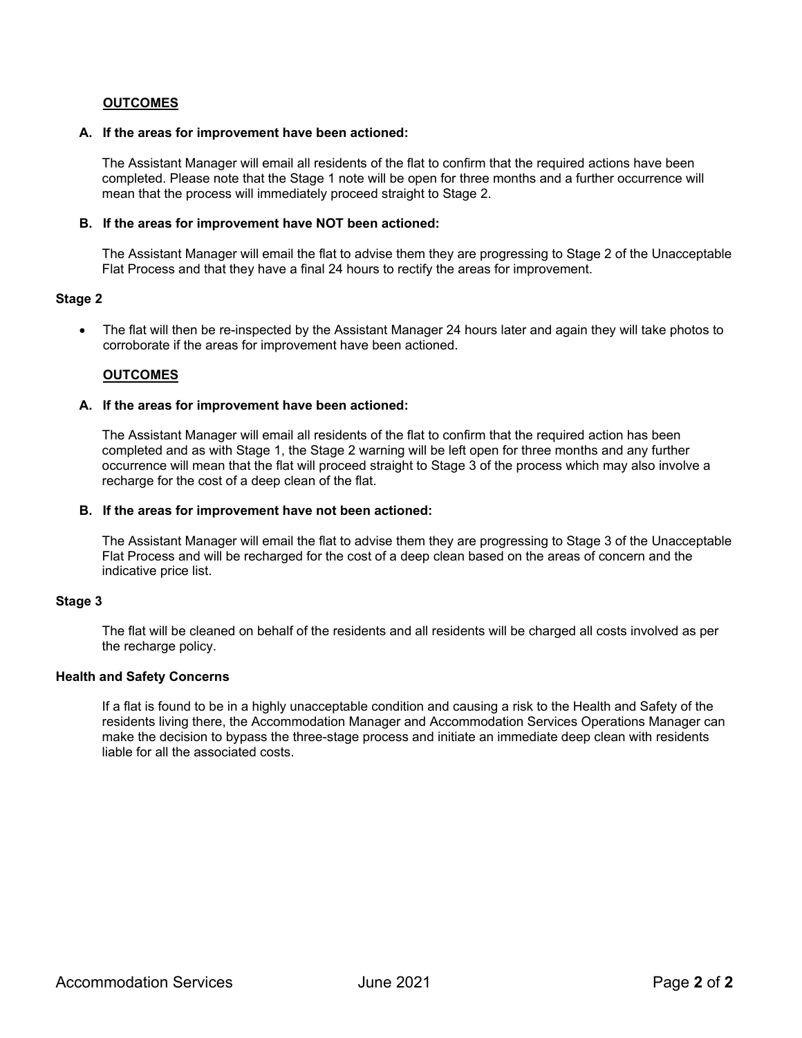**OUTCOMES**

**A. If the areas for improvement have been actioned:**

The Assistant Manager will email all residents of the flat to confirm that the required actions have been completed. Please note that the Stage 1 note will be open for three months and a further occurrence will mean that the process will immediately proceed straight to Stage 2.

**B. If the areas for improvement have NOT been actioned:**

The Assistant Manager will email the flat to advise them they are progressing to Stage 2 of the Unacceptable Flat Process and that they have a final 24 hours to rectify the areas for improvement.

**Stage 2**

- The flat will then be re-inspected by the Assistant Manager 24 hours later and again they will take photos to corroborate if the areas for improvement have been actioned.

**OUTCOMES**

**A. If the areas for improvement have been actioned:**

The Assistant Manager will email all residents of the flat to confirm that the required action has been completed and as with Stage 1, the Stage 2 warning will be left open for three months and any further occurrence will mean that the flat will proceed straight to Stage 3 of the process which may also involve a recharge for the cost of a deep clean of the flat.

**B. If the areas for improvement have not been actioned:**

The Assistant Manager will email the flat to advise them they are progressing to Stage 3 of the Unacceptable Flat Process and will be recharged for the cost of a deep clean based on the areas of concern and the indicative price list.

**Stage 3**

The flat will be cleaned on behalf of the residents and all residents will be charged all costs involved as per the recharge policy.

**Health and Safety Concerns**

If a flat is found to be in a highly unacceptable condition and causing a risk to the Health and Safety of the residents living there, the Accommodation Manager and Accommodation Services Operations Manager can make the decision to bypass the three-stage process and initiate an immediate deep clean with residents liable for all the associated costs.